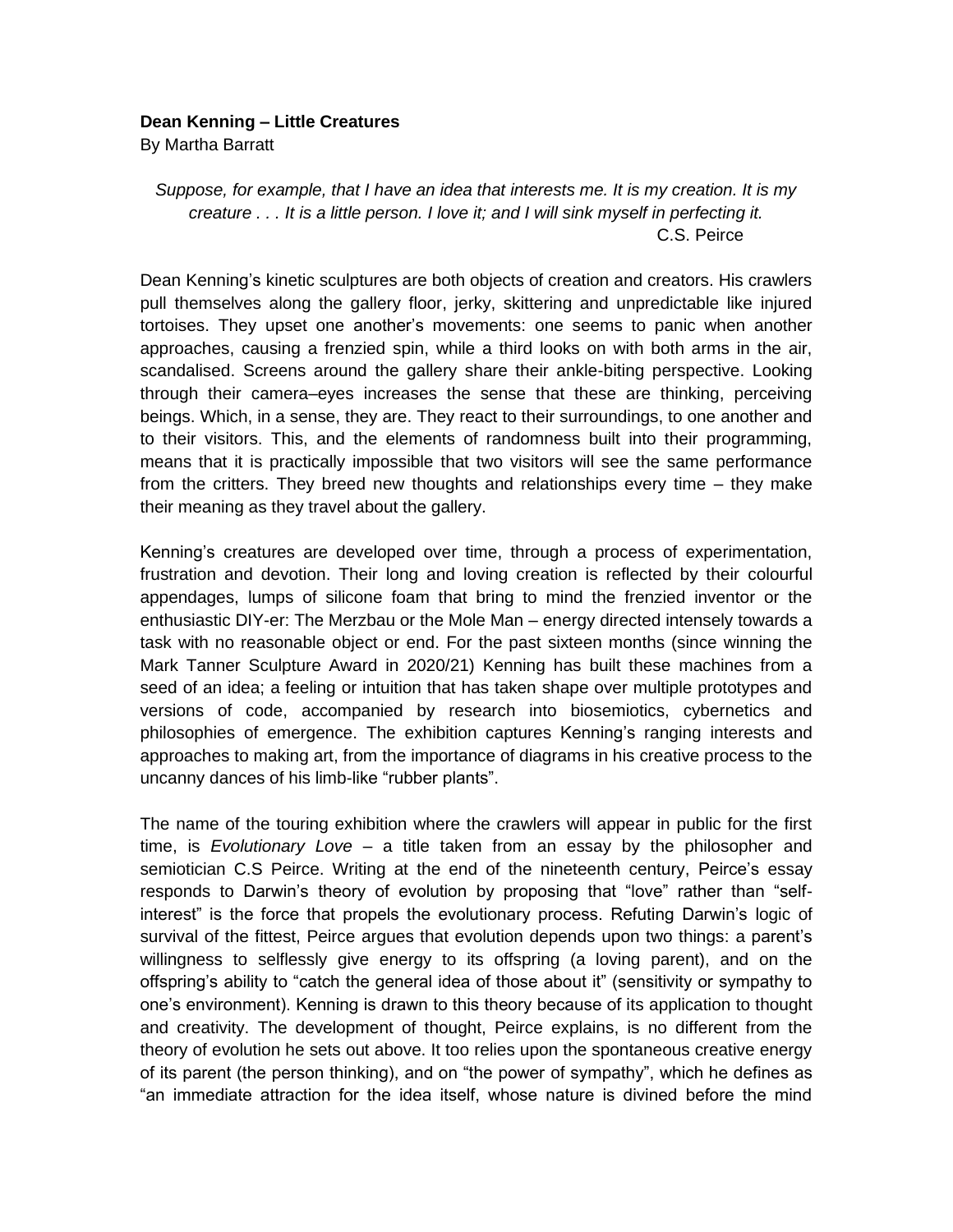**Dean Kenning – Little Creatures**
By Martha Barratt

> *Suppose, for example, that I have an idea that interests me. It is my creation. It is my creature . . . It is a little person. I love it; and I will sink myself in perfecting it.*
> C.S. Peirce

Dean Kenning's kinetic sculptures are both objects of creation and creators. His crawlers pull themselves along the gallery floor, jerky, skittering and unpredictable like injured tortoises. They upset one another's movements: one seems to panic when another approaches, causing a frenzied spin, while a third looks on with both arms in the air, scandalised. Screens around the gallery share their ankle-biting perspective. Looking through their camera–eyes increases the sense that these are thinking, perceiving beings. Which, in a sense, they are. They react to their surroundings, to one another and to their visitors. This, and the elements of randomness built into their programming, means that it is practically impossible that two visitors will see the same performance from the critters. They breed new thoughts and relationships every time – they make their meaning as they travel about the gallery.

Kenning's creatures are developed over time, through a process of experimentation, frustration and devotion. Their long and loving creation is reflected by their colourful appendages, lumps of silicone foam that bring to mind the frenzied inventor or the enthusiastic DIY-er: The Merzbau or the Mole Man – energy directed intensely towards a task with no reasonable object or end. For the past sixteen months (since winning the Mark Tanner Sculpture Award in 2020/21) Kenning has built these machines from a seed of an idea; a feeling or intuition that has taken shape over multiple prototypes and versions of code, accompanied by research into biosemiotics, cybernetics and philosophies of emergence. The exhibition captures Kenning's ranging interests and approaches to making art, from the importance of diagrams in his creative process to the uncanny dances of his limb-like "rubber plants".

The name of the touring exhibition where the crawlers will appear in public for the first time, is *Evolutionary Love* – a title taken from an essay by the philosopher and semiotician C.S Peirce. Writing at the end of the nineteenth century, Peirce's essay responds to Darwin's theory of evolution by proposing that "love" rather than "self-interest" is the force that propels the evolutionary process. Refuting Darwin's logic of survival of the fittest, Peirce argues that evolution depends upon two things: a parent's willingness to selflessly give energy to its offspring (a loving parent), and on the offspring's ability to "catch the general idea of those about it" (sensitivity or sympathy to one's environment). Kenning is drawn to this theory because of its application to thought and creativity. The development of thought, Peirce explains, is no different from the theory of evolution he sets out above. It too relies upon the spontaneous creative energy of its parent (the person thinking), and on "the power of sympathy", which he defines as "an immediate attraction for the idea itself, whose nature is divined before the mind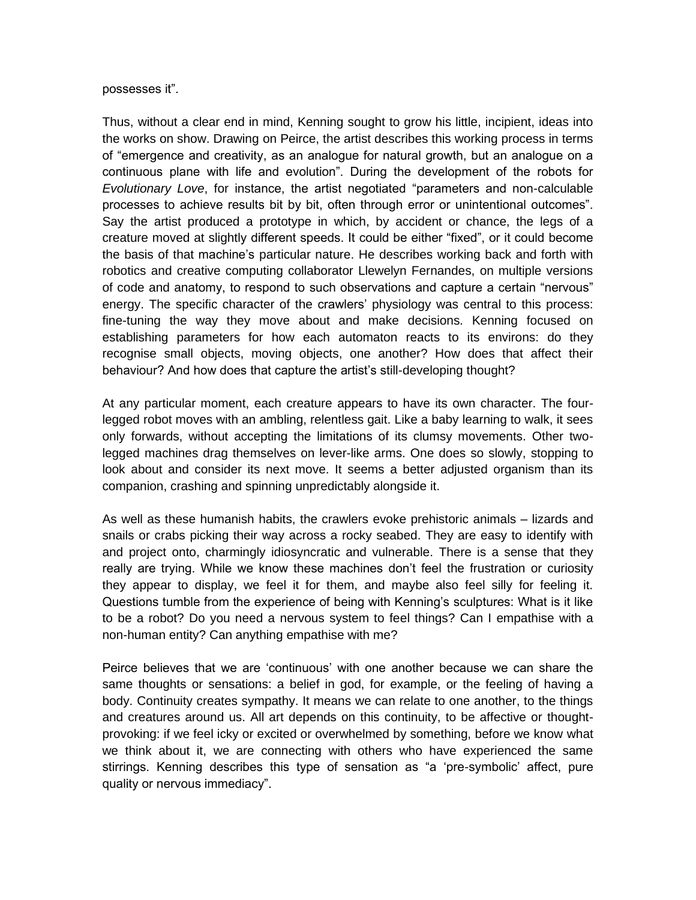possesses it".

Thus, without a clear end in mind, Kenning sought to grow his little, incipient, ideas into the works on show. Drawing on Peirce, the artist describes this working process in terms of "emergence and creativity, as an analogue for natural growth, but an analogue on a continuous plane with life and evolution". During the development of the robots for *Evolutionary Love*, for instance, the artist negotiated "parameters and non-calculable processes to achieve results bit by bit, often through error or unintentional outcomes". Say the artist produced a prototype in which, by accident or chance, the legs of a creature moved at slightly different speeds. It could be either "fixed", or it could become the basis of that machine's particular nature. He describes working back and forth with robotics and creative computing collaborator Llewelyn Fernandes, on multiple versions of code and anatomy, to respond to such observations and capture a certain "nervous" energy. The specific character of the crawlers' physiology was central to this process: fine-tuning the way they move about and make decisions. Kenning focused on establishing parameters for how each automaton reacts to its environs: do they recognise small objects, moving objects, one another? How does that affect their behaviour? And how does that capture the artist's still-developing thought?

At any particular moment, each creature appears to have its own character. The four-legged robot moves with an ambling, relentless gait. Like a baby learning to walk, it sees only forwards, without accepting the limitations of its clumsy movements. Other two-legged machines drag themselves on lever-like arms. One does so slowly, stopping to look about and consider its next move. It seems a better adjusted organism than its companion, crashing and spinning unpredictably alongside it.

As well as these humanish habits, the crawlers evoke prehistoric animals – lizards and snails or crabs picking their way across a rocky seabed. They are easy to identify with and project onto, charmingly idiosyncratic and vulnerable. There is a sense that they really are trying. While we know these machines don't feel the frustration or curiosity they appear to display, we feel it for them, and maybe also feel silly for feeling it. Questions tumble from the experience of being with Kenning's sculptures: What is it like to be a robot? Do you need a nervous system to feel things? Can I empathise with a non-human entity? Can anything empathise with me?

Peirce believes that we are 'continuous' with one another because we can share the same thoughts or sensations: a belief in god, for example, or the feeling of having a body. Continuity creates sympathy. It means we can relate to one another, to the things and creatures around us. All art depends on this continuity, to be affective or thought-provoking: if we feel icky or excited or overwhelmed by something, before we know what we think about it, we are connecting with others who have experienced the same stirrings. Kenning describes this type of sensation as "a 'pre-symbolic' affect, pure quality or nervous immediacy".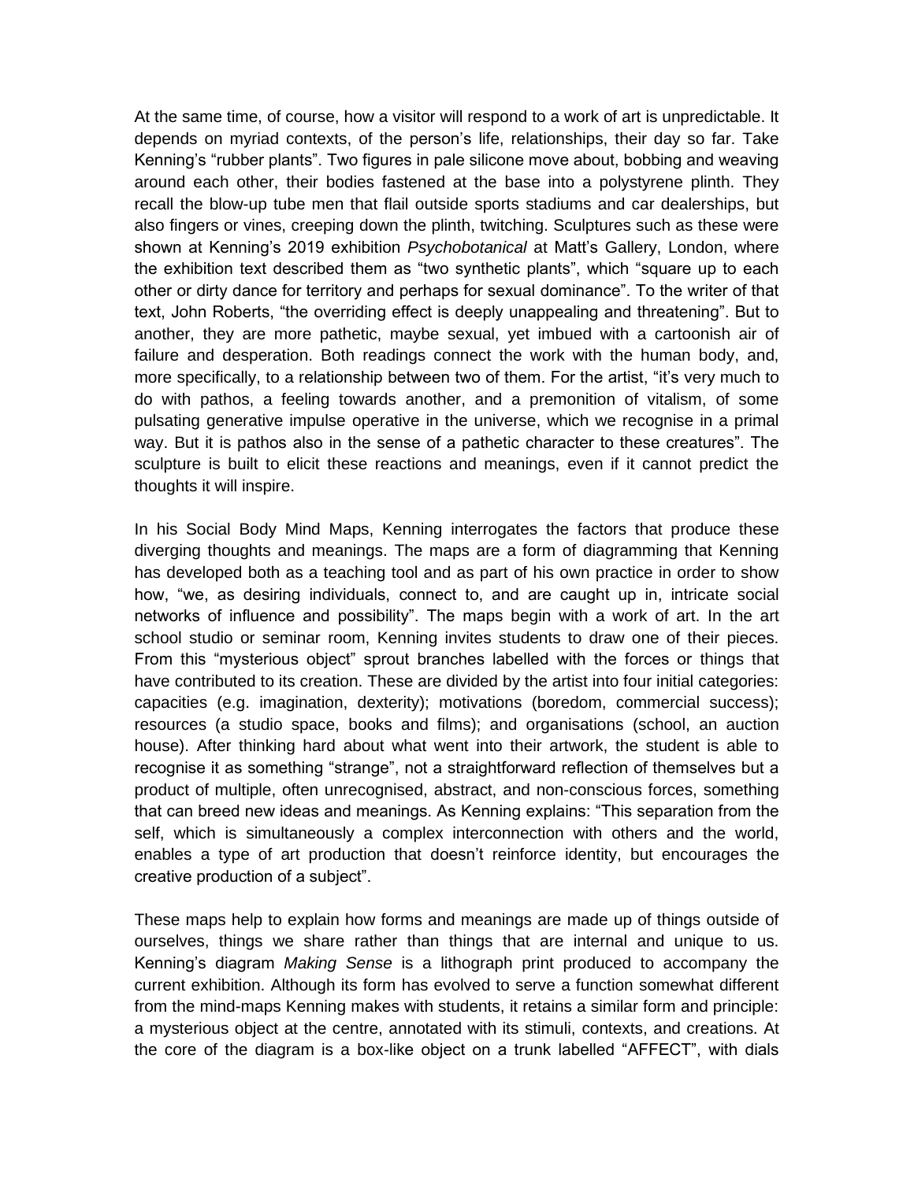At the same time, of course, how a visitor will respond to a work of art is unpredictable. It depends on myriad contexts, of the person's life, relationships, their day so far. Take Kenning's "rubber plants". Two figures in pale silicone move about, bobbing and weaving around each other, their bodies fastened at the base into a polystyrene plinth. They recall the blow-up tube men that flail outside sports stadiums and car dealerships, but also fingers or vines, creeping down the plinth, twitching. Sculptures such as these were shown at Kenning's 2019 exhibition *Psychobotanical* at Matt's Gallery, London, where the exhibition text described them as "two synthetic plants", which "square up to each other or dirty dance for territory and perhaps for sexual dominance". To the writer of that text, John Roberts, "the overriding effect is deeply unappealing and threatening". But to another, they are more pathetic, maybe sexual, yet imbued with a cartoonish air of failure and desperation. Both readings connect the work with the human body, and, more specifically, to a relationship between two of them. For the artist, "it's very much to do with pathos, a feeling towards another, and a premonition of vitalism, of some pulsating generative impulse operative in the universe, which we recognise in a primal way. But it is pathos also in the sense of a pathetic character to these creatures". The sculpture is built to elicit these reactions and meanings, even if it cannot predict the thoughts it will inspire.

In his Social Body Mind Maps, Kenning interrogates the factors that produce these diverging thoughts and meanings. The maps are a form of diagramming that Kenning has developed both as a teaching tool and as part of his own practice in order to show how, "we, as desiring individuals, connect to, and are caught up in, intricate social networks of influence and possibility". The maps begin with a work of art. In the art school studio or seminar room, Kenning invites students to draw one of their pieces. From this "mysterious object" sprout branches labelled with the forces or things that have contributed to its creation. These are divided by the artist into four initial categories: capacities (e.g. imagination, dexterity); motivations (boredom, commercial success); resources (a studio space, books and films); and organisations (school, an auction house). After thinking hard about what went into their artwork, the student is able to recognise it as something "strange", not a straightforward reflection of themselves but a product of multiple, often unrecognised, abstract, and non-conscious forces, something that can breed new ideas and meanings. As Kenning explains: "This separation from the self, which is simultaneously a complex interconnection with others and the world, enables a type of art production that doesn't reinforce identity, but encourages the creative production of a subject".

These maps help to explain how forms and meanings are made up of things outside of ourselves, things we share rather than things that are internal and unique to us. Kenning's diagram *Making Sense* is a lithograph print produced to accompany the current exhibition. Although its form has evolved to serve a function somewhat different from the mind-maps Kenning makes with students, it retains a similar form and principle: a mysterious object at the centre, annotated with its stimuli, contexts, and creations. At the core of the diagram is a box-like object on a trunk labelled "AFFECT", with dials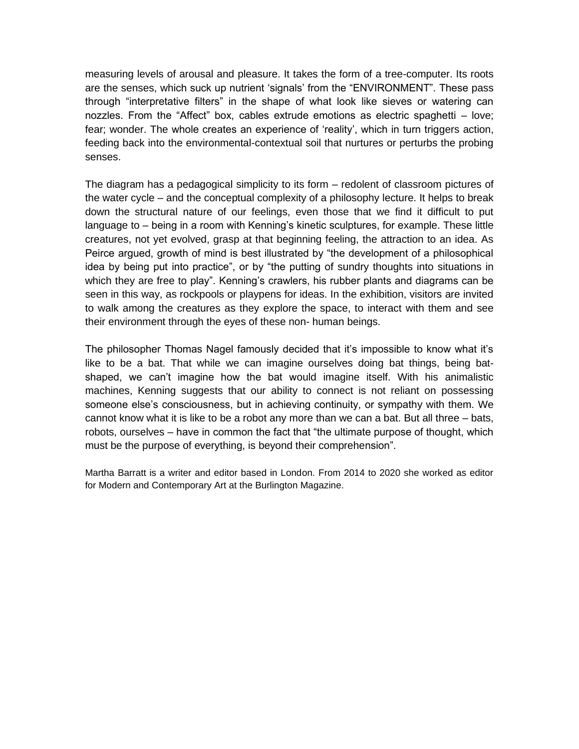measuring levels of arousal and pleasure. It takes the form of a tree-computer. Its roots are the senses, which suck up nutrient 'signals' from the "ENVIRONMENT". These pass through "interpretative filters" in the shape of what look like sieves or watering can nozzles. From the "Affect" box, cables extrude emotions as electric spaghetti – love; fear; wonder. The whole creates an experience of 'reality', which in turn triggers action, feeding back into the environmental-contextual soil that nurtures or perturbs the probing senses.

The diagram has a pedagogical simplicity to its form – redolent of classroom pictures of the water cycle – and the conceptual complexity of a philosophy lecture. It helps to break down the structural nature of our feelings, even those that we find it difficult to put language to – being in a room with Kenning's kinetic sculptures, for example. These little creatures, not yet evolved, grasp at that beginning feeling, the attraction to an idea. As Peirce argued, growth of mind is best illustrated by "the development of a philosophical idea by being put into practice", or by "the putting of sundry thoughts into situations in which they are free to play". Kenning's crawlers, his rubber plants and diagrams can be seen in this way, as rockpools or playpens for ideas. In the exhibition, visitors are invited to walk among the creatures as they explore the space, to interact with them and see their environment through the eyes of these non- human beings.

The philosopher Thomas Nagel famously decided that it's impossible to know what it's like to be a bat. That while we can imagine ourselves doing bat things, being bat-shaped, we can't imagine how the bat would imagine itself. With his animalistic machines, Kenning suggests that our ability to connect is not reliant on possessing someone else's consciousness, but in achieving continuity, or sympathy with them. We cannot know what it is like to be a robot any more than we can a bat. But all three – bats, robots, ourselves – have in common the fact that "the ultimate purpose of thought, which must be the purpose of everything, is beyond their comprehension".

Martha Barratt is a writer and editor based in London. From 2014 to 2020 she worked as editor for Modern and Contemporary Art at the Burlington Magazine.